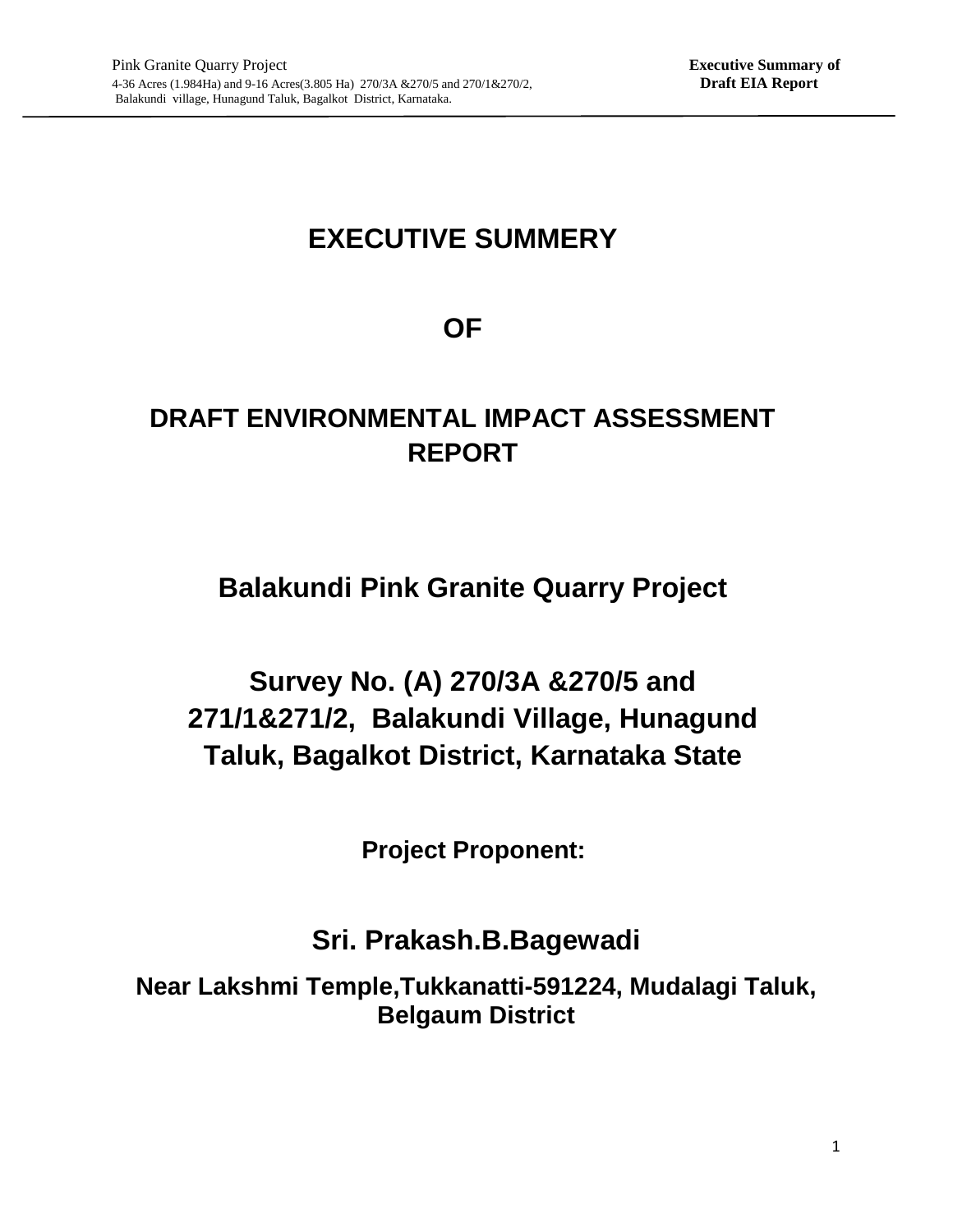# EXECUTIVE SUMMERY

# OF

# DRAFT ENVIRONMENTAL IMPACT ASSESSMENT REPORT

## Balakundi Pink Granite Quarry Project

## Survey No. (A) 270/3A &270/5 and 271/1&271/2, Balakundi Village, Hunagund Taluk, Bagalkot District, Karnataka State

### Project Proponent:

## Sri. Prakash.B.Bagewadi

### Near Lakshmi Temple,Tukkanatti-591224, Mudalagi Taluk, Belgaum District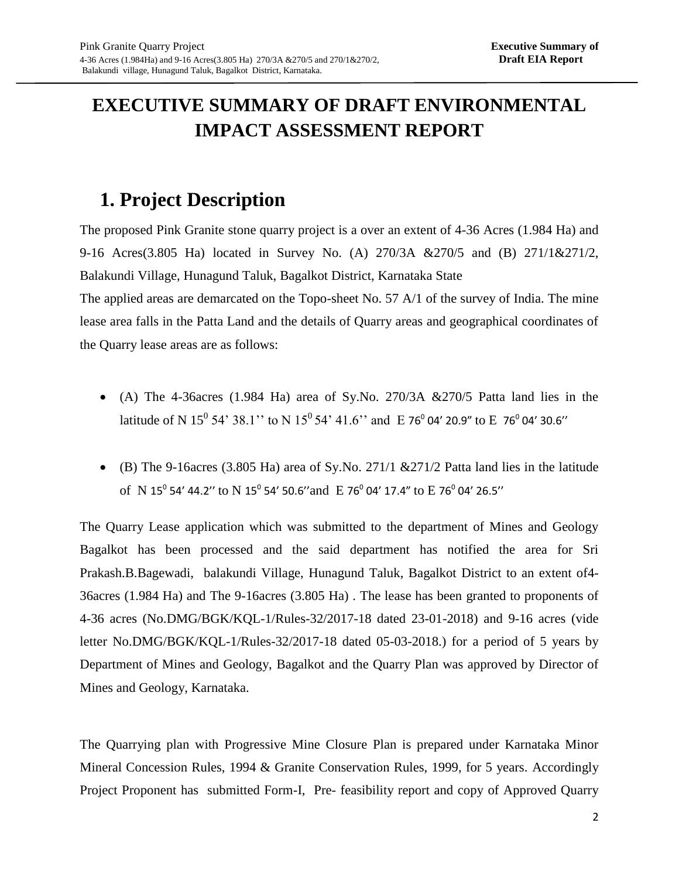# EXECUTIVE SUMMARY OF DRAFT ENVIRONMENTAL IMPACT ASSESSMENT REPORT

## 1. Project Description

The proposed Pink Granite stone quarry project is a over an extent of 4-36 Acres (1.984 Ha) and 9-16 Acres(3.805 Ha) located in Survey No. (A) 270/3A &270/5 and (B) 271/1&271/2, Balakundi Village, Hunagund Taluk, Bagalkot District, Karnataka State

The applied areas are demarcated on the Topo-sheet No. 57 A/1 of the survey of India. The mine lease area falls in the Patta Land and the details of Quarry areas and geographical coordinates of the Quarry lease areas are as follows:

- (A) The 4-36acres (1.984 Ha) area of Sy.No. 270/3A &270/5 Patta land lies in the latitude of N $15^0$ 54' 38.1'' to N $15^0$ 54' 41.6'' and E $76^0$ 04' 20.9" to E $76^0$ 04' 30.6''
- (B) The 9-16acres (3.805 Ha) area of Sy.No. 271/1 &271/2 Patta land lies in the latitude of N $15^0$ 54' 44.2'' to N $15^0$ 54' 50.6''and E $76^0$ 04' 17.4" to E $76^0$ 04' 26.5''

The Quarry Lease application which was submitted to the department of Mines and Geology Bagalkot has been processed and the said department has notified the area for Sri Prakash.B.Bagewadi, balakundi Village, Hunagund Taluk, Bagalkot District to an extent of4-36acres (1.984 Ha) and The 9-16acres (3.805 Ha) . The lease has been granted to proponents of 4-36 acres (No.DMG/BGK/KQL-1/Rules-32/2017-18 dated 23-01-2018) and 9-16 acres (vide letter No.DMG/BGK/KQL-1/Rules-32/2017-18 dated 05-03-2018.) for a period of 5 years by Department of Mines and Geology, Bagalkot and the Quarry Plan was approved by Director of Mines and Geology, Karnataka.

The Quarrying plan with Progressive Mine Closure Plan is prepared under Karnataka Minor Mineral Concession Rules, 1994 & Granite Conservation Rules, 1999, for 5 years. Accordingly Project Proponent has submitted Form-I, Pre- feasibility report and copy of Approved Quarry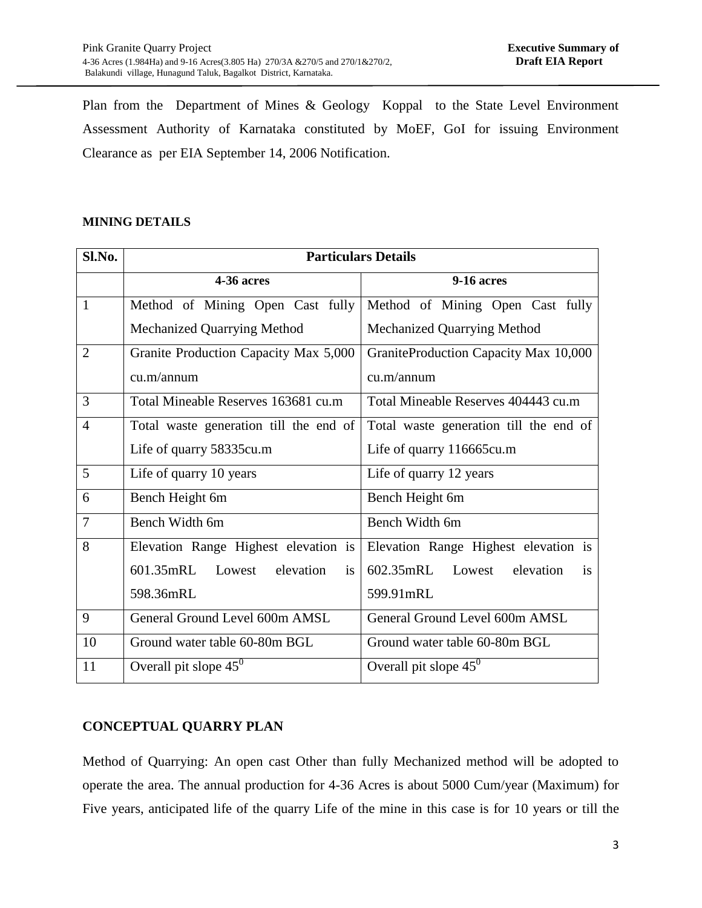Plan from the Department of Mines & Geology Koppal to the State Level Environment Assessment Authority of Karnataka constituted by MoEF, GoI for issuing Environment Clearance as per EIA September 14, 2006 Notification.

**MINING DETAILS**

| Sl.No. | Particulars Details | |
|---|---|---|
| | **4-36 acres** | **9-16 acres** |
| 1 | Method of Mining Open Cast fully Mechanized Quarrying Method | Method of Mining Open Cast fully Mechanized Quarrying Method |
| 2 | Granite Production Capacity Max 5,000 cu.m/annum | GraniteProduction Capacity Max 10,000 cu.m/annum |
| 3 | Total Mineable Reserves 163681 cu.m | Total Mineable Reserves 404443 cu.m |
| 4 | Total waste generation till the end of Life of quarry 58335cu.m | Total waste generation till the end of Life of quarry 116665cu.m |
| 5 | Life of quarry 10 years | Life of quarry 12 years |
| 6 | Bench Height 6m | Bench Height 6m |
| 7 | Bench Width 6m | Bench Width 6m |
| 8 | Elevation Range Highest elevation is 601.35mRL Lowest elevation is 598.36mRL | Elevation Range Highest elevation is 602.35mRL Lowest elevation is 599.91mRL |
| 9 | General Ground Level 600m AMSL | General Ground Level 600m AMSL |
| 10 | Ground water table 60-80m BGL | Ground water table 60-80m BGL |
| 11 | Overall pit slope $45^0$ | Overall pit slope $45^0$ |

**CONCEPTUAL QUARRY PLAN**

Method of Quarrying: An open cast Other than fully Mechanized method will be adopted to operate the area. The annual production for 4-36 Acres is about 5000 Cum/year (Maximum) for Five years, anticipated life of the quarry Life of the mine in this case is for 10 years or till the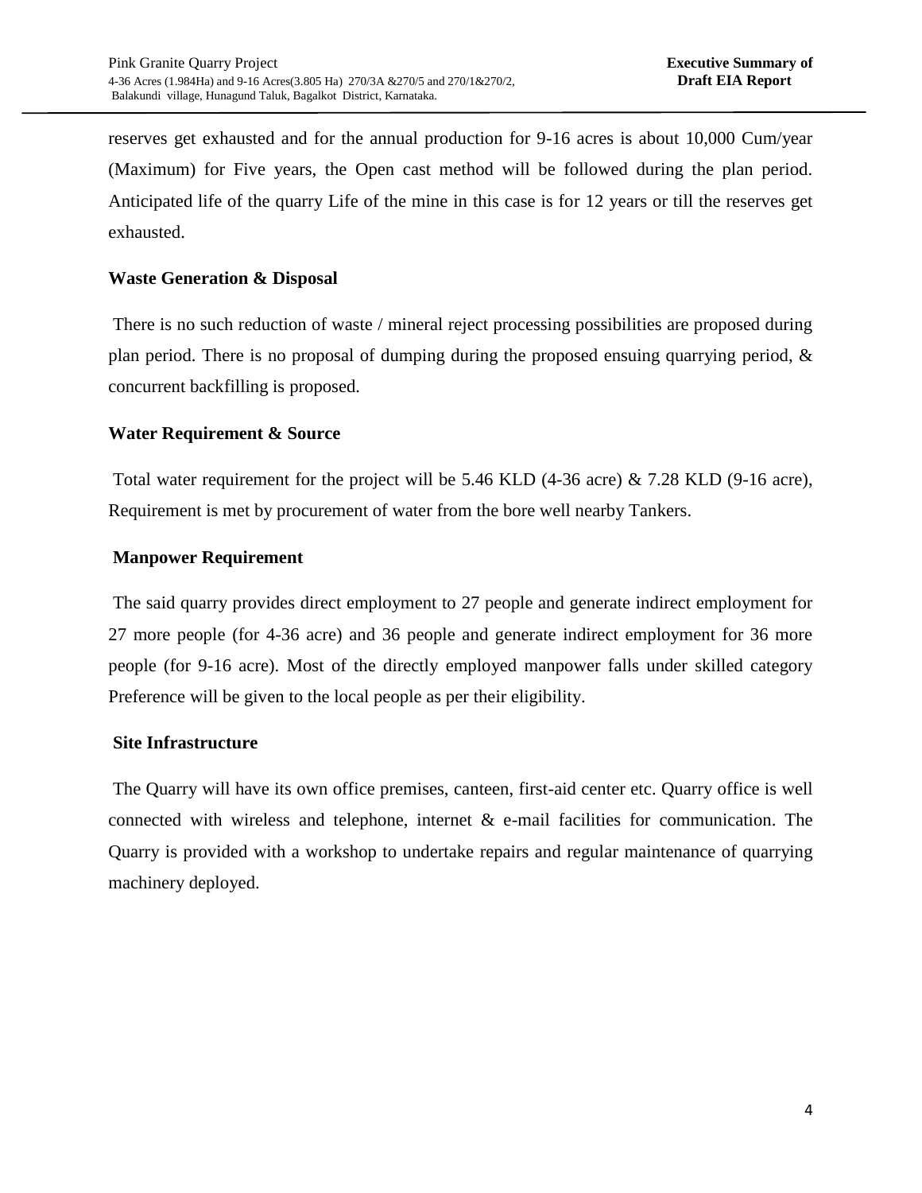reserves get exhausted and for the annual production for 9-16 acres is about 10,000 Cum/year (Maximum) for Five years, the Open cast method will be followed during the plan period. Anticipated life of the quarry Life of the mine in this case is for 12 years or till the reserves get exhausted.

**Waste Generation & Disposal**

There is no such reduction of waste / mineral reject processing possibilities are proposed during plan period. There is no proposal of dumping during the proposed ensuing quarrying period, & concurrent backfilling is proposed.

**Water Requirement & Source**

Total water requirement for the project will be 5.46 KLD (4-36 acre) & 7.28 KLD (9-16 acre), Requirement is met by procurement of water from the bore well nearby Tankers.

**Manpower Requirement**

The said quarry provides direct employment to 27 people and generate indirect employment for 27 more people (for 4-36 acre) and 36 people and generate indirect employment for 36 more people (for 9-16 acre). Most of the directly employed manpower falls under skilled category Preference will be given to the local people as per their eligibility.

**Site Infrastructure**

The Quarry will have its own office premises, canteen, first-aid center etc. Quarry office is well connected with wireless and telephone, internet & e-mail facilities for communication. The Quarry is provided with a workshop to undertake repairs and regular maintenance of quarrying machinery deployed.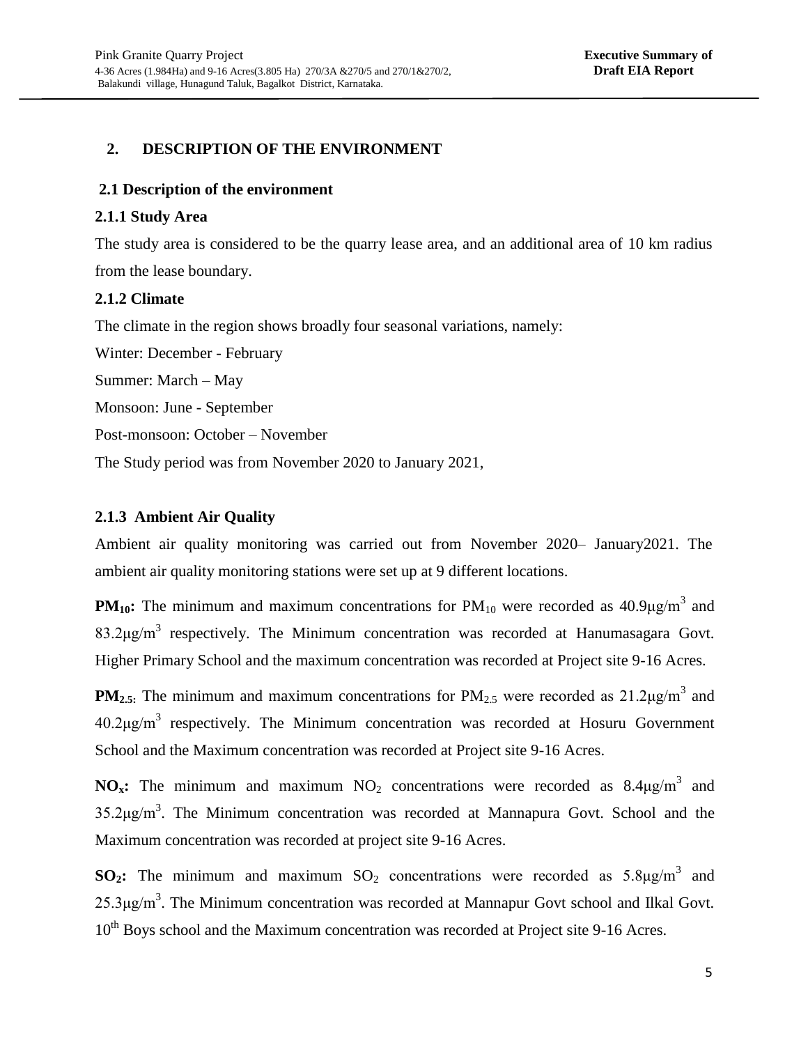## 2. DESCRIPTION OF THE ENVIRONMENT

### 2.1 Description of the environment

#### 2.1.1 Study Area

The study area is considered to be the quarry lease area, and an additional area of 10 km radius from the lease boundary.

#### 2.1.2 Climate

The climate in the region shows broadly four seasonal variations, namely:

Winter: December - February

Summer: March – May

Monsoon: June - September

Post-monsoon: October – November

The Study period was from November 2020 to January 2021,

#### 2.1.3 Ambient Air Quality

Ambient air quality monitoring was carried out from November 2020– January2021. The ambient air quality monitoring stations were set up at 9 different locations.

**$PM_{10}$:** The minimum and maximum concentrations for $PM_{10}$ were recorded as 40.9µg/$m^3$ and 83.2µg/$m^3$ respectively. The Minimum concentration was recorded at Hanumasagara Govt. Higher Primary School and the maximum concentration was recorded at Project site 9-16 Acres.

**$PM_{2.5}$:** The minimum and maximum concentrations for $PM_{2.5}$ were recorded as 21.2µg/$m^3$ and 40.2µg/$m^3$ respectively. The Minimum concentration was recorded at Hosuru Government School and the Maximum concentration was recorded at Project site 9-16 Acres.

**$NO_x$:** The minimum and maximum $NO_2$ concentrations were recorded as 8.4µg/$m^3$ and 35.2µg/$m^3$. The Minimum concentration was recorded at Mannapura Govt. School and the Maximum concentration was recorded at project site 9-16 Acres.

**$SO_2$:** The minimum and maximum $SO_2$ concentrations were recorded as 5.8µg/$m^3$ and 25.3µg/$m^3$. The Minimum concentration was recorded at Mannapur Govt school and Ilkal Govt. 10th Boys school and the Maximum concentration was recorded at Project site 9-16 Acres.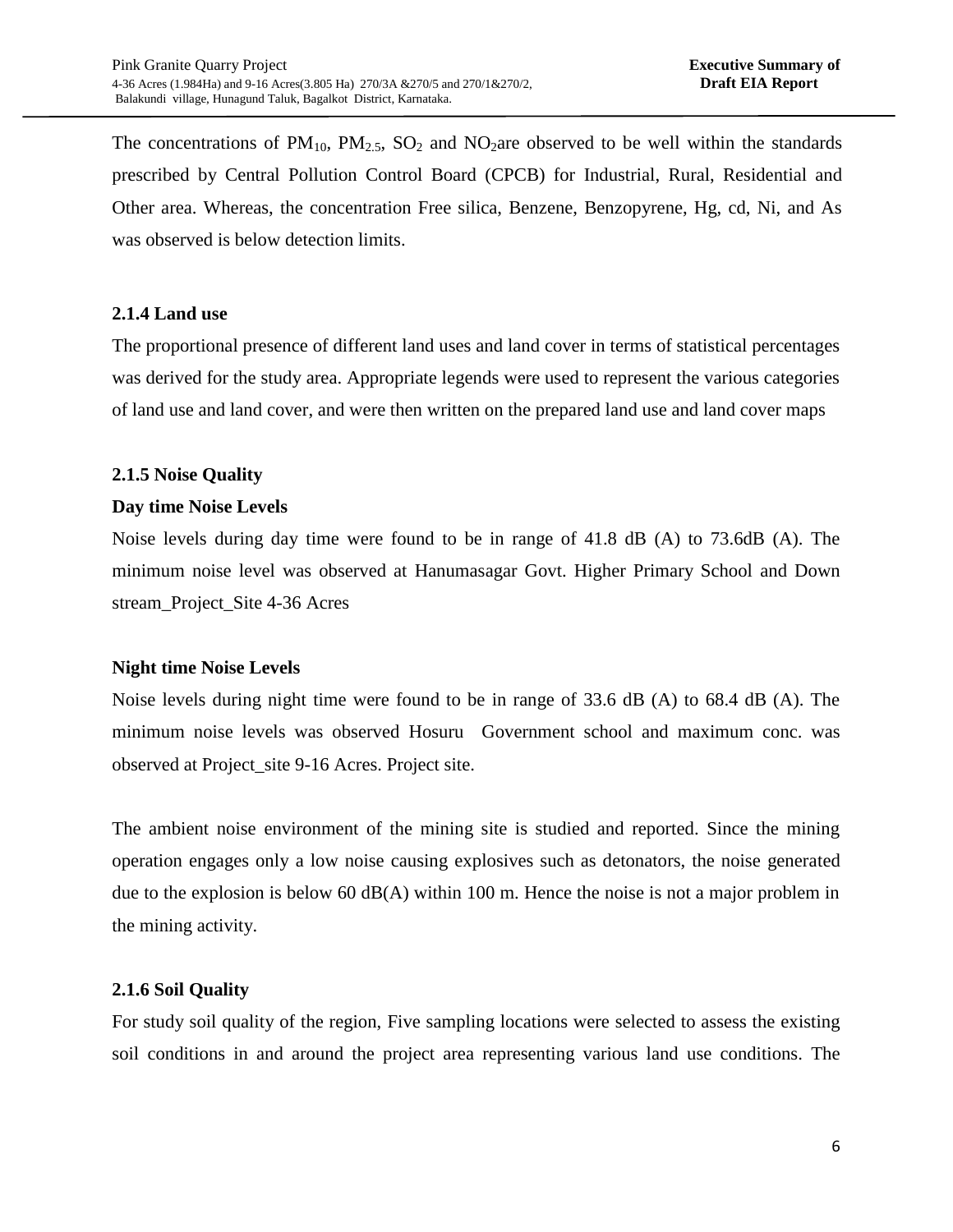The concentrations of $PM_{10}$, $PM_{2.5}$, $SO_2$ and $NO_2$are observed to be well within the standards prescribed by Central Pollution Control Board (CPCB) for Industrial, Rural, Residential and Other area. Whereas, the concentration Free silica, Benzene, Benzopyrene, Hg, cd, Ni, and As was observed is below detection limits.

### 2.1.4 Land use

The proportional presence of different land uses and land cover in terms of statistical percentages was derived for the study area. Appropriate legends were used to represent the various categories of land use and land cover, and were then written on the prepared land use and land cover maps

### 2.1.5 Noise Quality

**Day time Noise Levels**

Noise levels during day time were found to be in range of 41.8 dB (A) to 73.6dB (A). The minimum noise level was observed at Hanumasagar Govt. Higher Primary School and Down stream_Project_Site 4-36 Acres

**Night time Noise Levels**

Noise levels during night time were found to be in range of 33.6 dB (A) to 68.4 dB (A). The minimum noise levels was observed Hosuru Government school and maximum conc. was observed at Project_site 9-16 Acres. Project site.

The ambient noise environment of the mining site is studied and reported. Since the mining operation engages only a low noise causing explosives such as detonators, the noise generated due to the explosion is below 60 dB(A) within 100 m. Hence the noise is not a major problem in the mining activity.

### 2.1.6 Soil Quality

For study soil quality of the region, Five sampling locations were selected to assess the existing soil conditions in and around the project area representing various land use conditions. The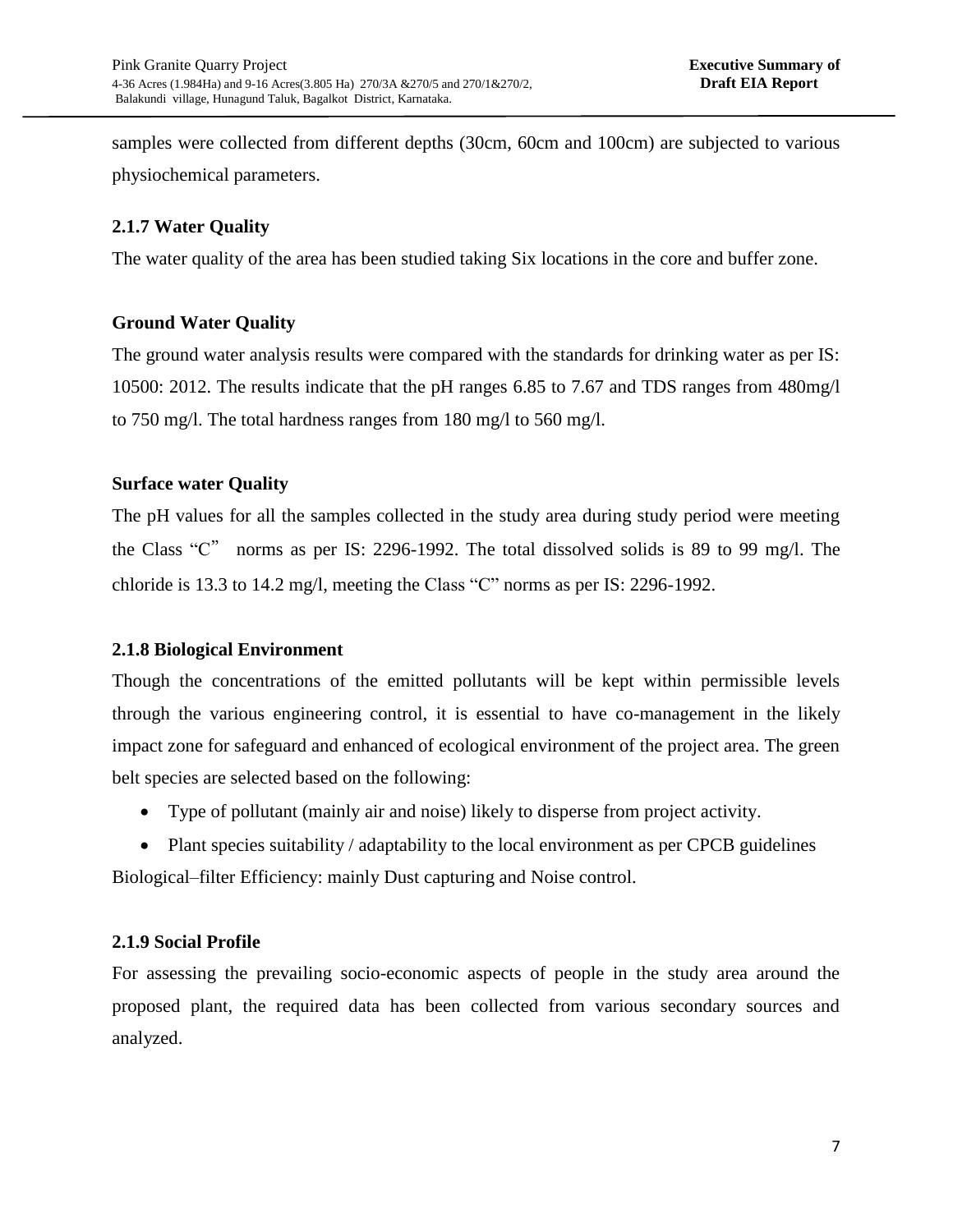samples were collected from different depths (30cm, 60cm and 100cm) are subjected to various physiochemical parameters.

### 2.1.7 Water Quality

The water quality of the area has been studied taking Six locations in the core and buffer zone.

**Ground Water Quality**

The ground water analysis results were compared with the standards for drinking water as per IS: 10500: 2012. The results indicate that the pH ranges 6.85 to 7.67 and TDS ranges from 480mg/l to 750 mg/l. The total hardness ranges from 180 mg/l to 560 mg/l.

**Surface water Quality**

The pH values for all the samples collected in the study area during study period were meeting the Class "C" norms as per IS: 2296-1992. The total dissolved solids is 89 to 99 mg/l. The chloride is 13.3 to 14.2 mg/l, meeting the Class "C" norms as per IS: 2296-1992.

### 2.1.8 Biological Environment

Though the concentrations of the emitted pollutants will be kept within permissible levels through the various engineering control, it is essential to have co-management in the likely impact zone for safeguard and enhanced of ecological environment of the project area. The green belt species are selected based on the following:

- Type of pollutant (mainly air and noise) likely to disperse from project activity.
- Plant species suitability / adaptability to the local environment as per CPCB guidelines

Biological–filter Efficiency: mainly Dust capturing and Noise control.

### 2.1.9 Social Profile

For assessing the prevailing socio-economic aspects of people in the study area around the proposed plant, the required data has been collected from various secondary sources and analyzed.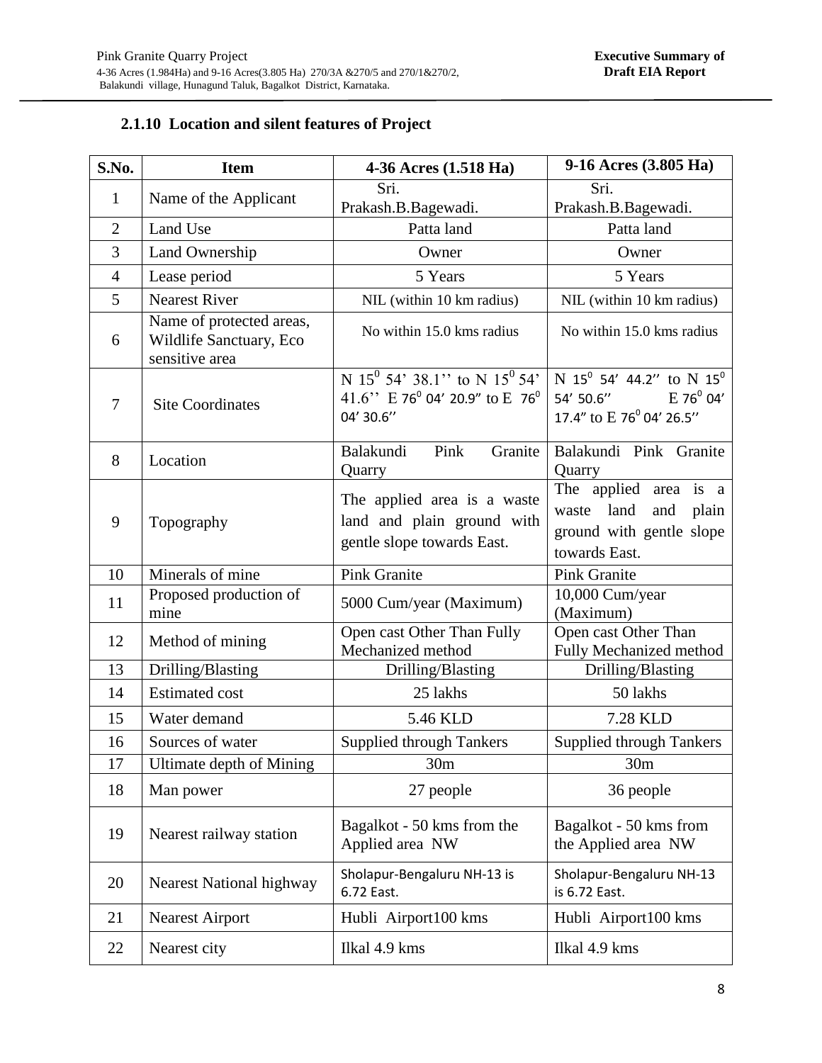### 2.1.10 Location and silent features of Project

| S.No. | Item | 4-36 Acres (1.518 Ha) | 9-16 Acres (3.805 Ha) |
|---|---|---|---|
| 1 | Name of the Applicant | Sri. Prakash.B.Bagewadi. | Sri. Prakash.B.Bagewadi. |
| 2 | Land Use | Patta land | Patta land |
| 3 | Land Ownership | Owner | Owner |
| 4 | Lease period | 5 Years | 5 Years |
| 5 | Nearest River | NIL (within 10 km radius) | NIL (within 10 km radius) |
| 6 | Name of protected areas, Wildlife Sanctuary, Eco sensitive area | No within 15.0 kms radius | No within 15.0 kms radius |
| 7 | Site Coordinates | N 15$^0$ 54' 38.1'' to N 15$^0$ 54' 41.6'' E 76$^0$ 04' 20.9" to E 76$^0$ 04' 30.6'' | N 15$^0$ 54' 44.2'' to N 15$^0$ 54' 50.6'' E 76$^0$ 04' 17.4" to E 76$^0$ 04' 26.5'' |
| 8 | Location | Balakundi Pink Granite Quarry | Balakundi Pink Granite Quarry |
| 9 | Topography | The applied area is a waste land and plain ground with gentle slope towards East. | The applied area is a waste land and plain ground with gentle slope towards East. |
| 10 | Minerals of mine | Pink Granite | Pink Granite |
| 11 | Proposed production of mine | 5000 Cum/year (Maximum) | 10,000 Cum/year (Maximum) |
| 12 | Method of mining | Open cast Other Than Fully Mechanized method | Open cast Other Than Fully Mechanized method |
| 13 | Drilling/Blasting | Drilling/Blasting | Drilling/Blasting |
| 14 | Estimated cost | 25 lakhs | 50 lakhs |
| 15 | Water demand | 5.46 KLD | 7.28 KLD |
| 16 | Sources of water | Supplied through Tankers | Supplied through Tankers |
| 17 | Ultimate depth of Mining | 30m | 30m |
| 18 | Man power | 27 people | 36 people |
| 19 | Nearest railway station | Bagalkot - 50 kms from the Applied area NW | Bagalkot - 50 kms from the Applied area NW |
| 20 | Nearest National highway | Sholapur-Bengaluru NH-13 is 6.72 East. | Sholapur-Bengaluru NH-13 is 6.72 East. |
| 21 | Nearest Airport | Hubli Airport100 kms | Hubli Airport100 kms |
| 22 | Nearest city | Ilkal 4.9 kms | Ilkal 4.9 kms |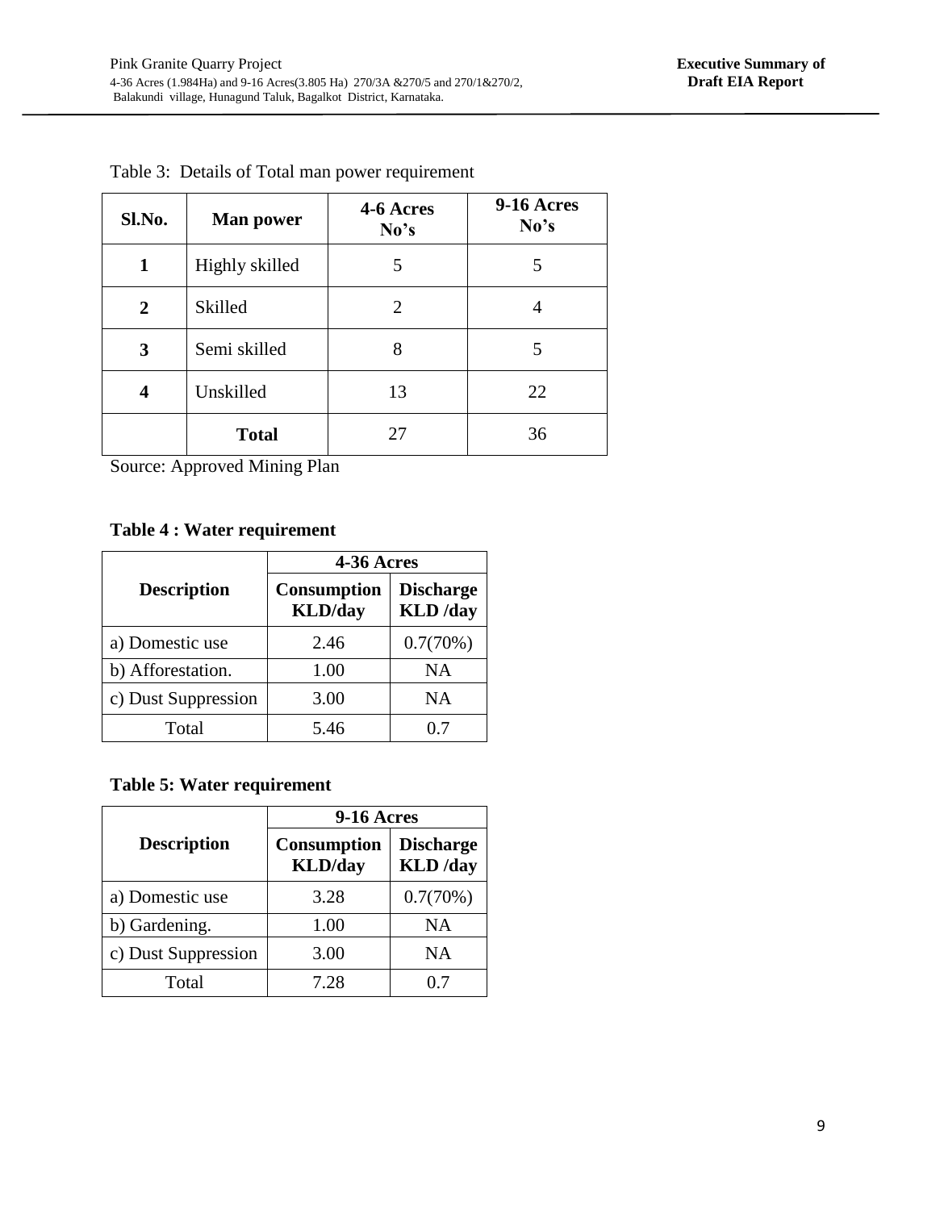Table 3: Details of Total man power requirement

| Sl.No. | Man power | 4-6 Acres No's | 9-16 Acres No's |
|---|---|---|---|
| 1 | Highly skilled | 5 | 5 |
| 2 | Skilled | 2 | 4 |
| 3 | Semi skilled | 8 | 5 |
| 4 | Unskilled | 13 | 22 |
| | **Total** | 27 | 36 |

Source: Approved Mining Plan

**Table 4 : Water requirement**

| Description | 4-36 Acres | |
|---|---|---|
| | **Consumption KLD/day** | **Discharge KLD /day** |
| a) Domestic use | 2.46 | 0.7(70%) |
| b) Afforestation. | 1.00 | NA |
| c) Dust Suppression | 3.00 | NA |
| Total | 5.46 | 0.7 |

**Table 5: Water requirement**

| Description | 9-16 Acres | |
|---|---|---|
| | **Consumption KLD/day** | **Discharge KLD /day** |
| a) Domestic use | 3.28 | 0.7(70%) |
| b) Gardening. | 1.00 | NA |
| c) Dust Suppression | 3.00 | NA |
| Total | 7.28 | 0.7 |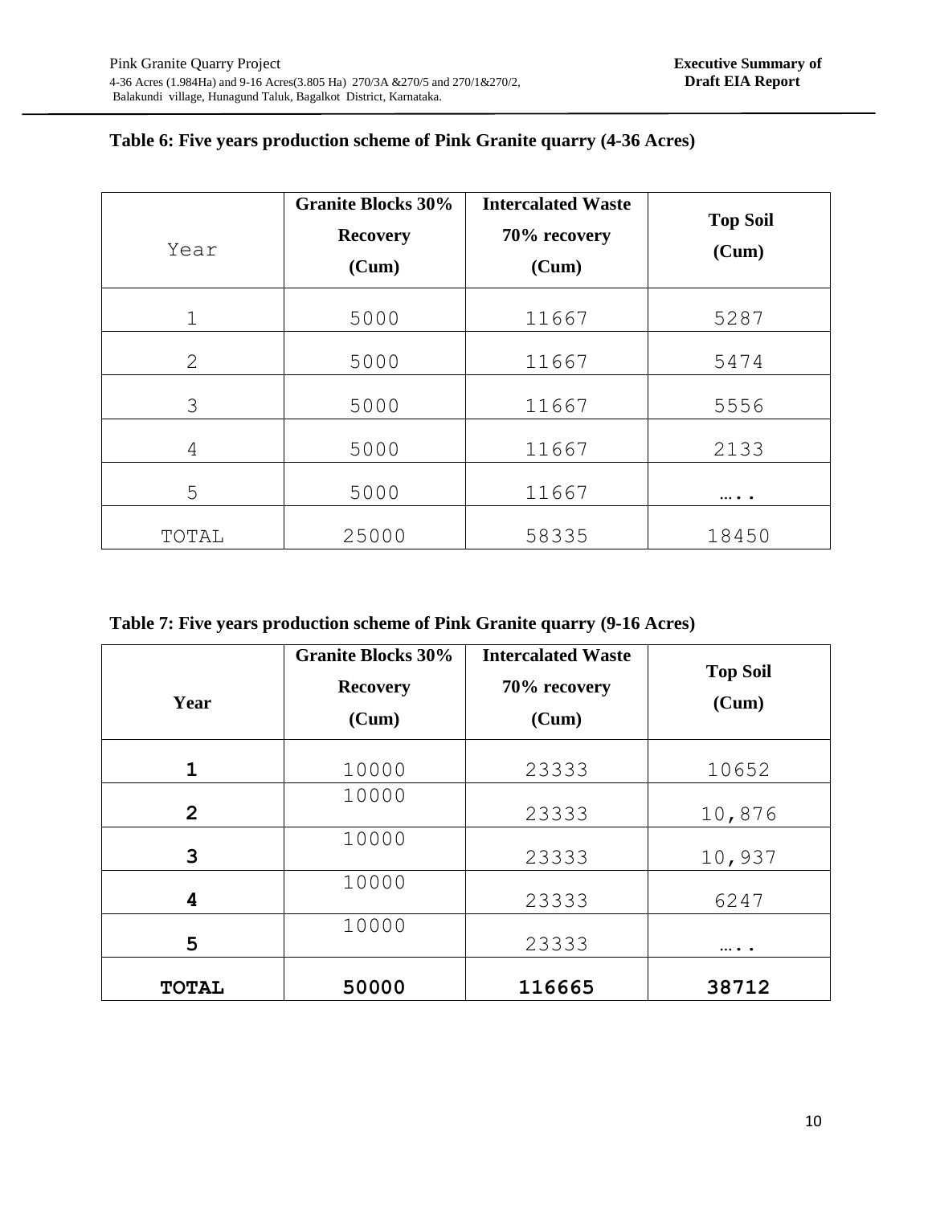**Table 6: Five years production scheme of Pink Granite quarry (4-36 Acres)**

| Year | Granite Blocks 30% Recovery (Cum) | Intercalated Waste 70% recovery (Cum) | Top Soil (Cum) |
|---|---|---|---|
| 1 | 5000 | 11667 | 5287 |
| 2 | 5000 | 11667 | 5474 |
| 3 | 5000 | 11667 | 5556 |
| 4 | 5000 | 11667 | 2133 |
| 5 | 5000 | 11667 | ….. |
| TOTAL | 25000 | 58335 | 18450 |

**Table 7: Five years production scheme of Pink Granite quarry (9-16 Acres)**

| Year | Granite Blocks 30% Recovery (Cum) | Intercalated Waste 70% recovery (Cum) | Top Soil (Cum) |
|---|---|---|---|
| **1** | 10000 | 23333 | 10652 |
| **2** | 10000 | 23333 | 10,876 |
| **3** | 10000 | 23333 | 10,937 |
| **4** | 10000 | 23333 | 6247 |
| **5** | 10000 | 23333 | ….. |
| **TOTAL** | **50000** | **116665** | **38712** |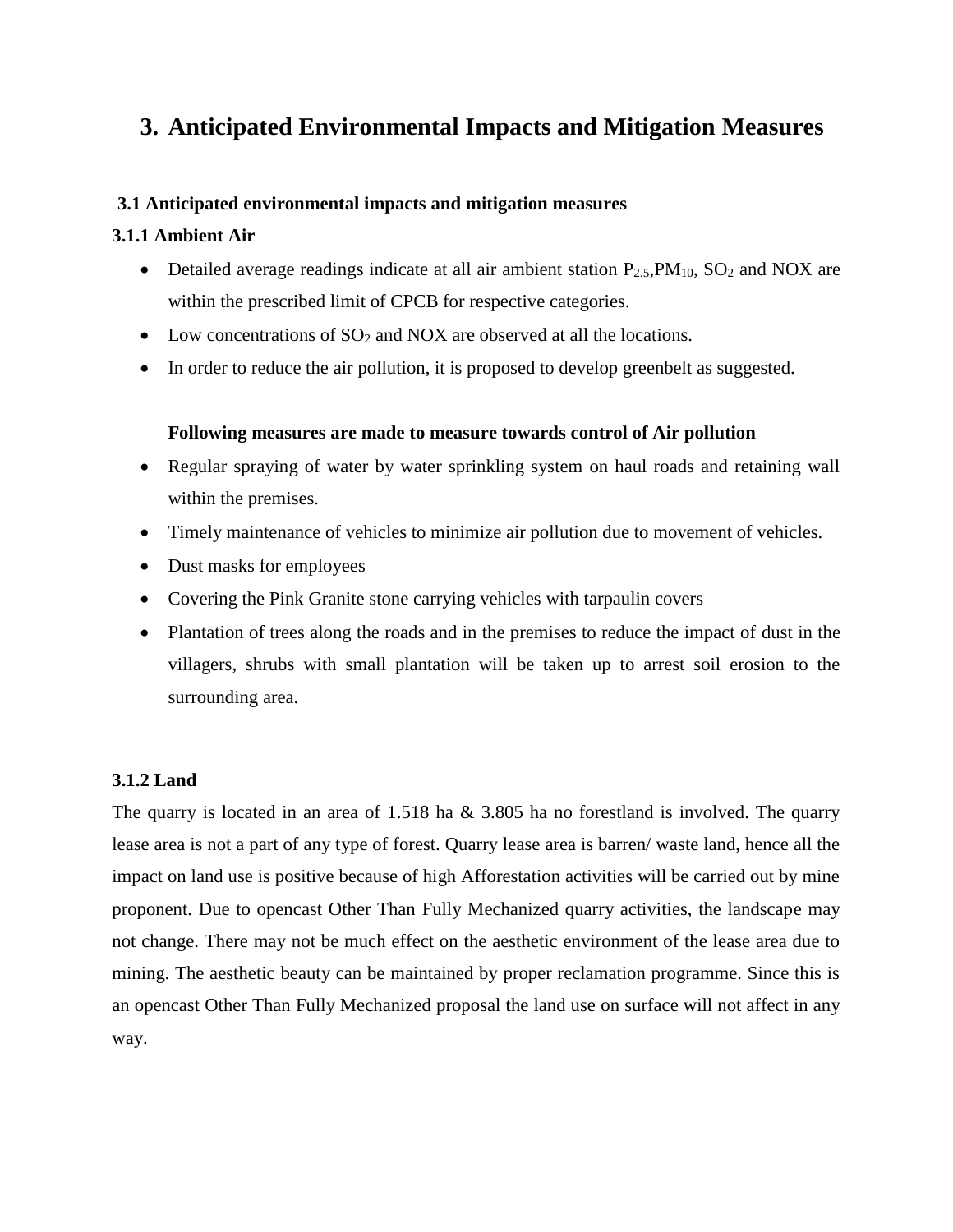# 3. Anticipated Environmental Impacts and Mitigation Measures

### 3.1 Anticipated environmental impacts and mitigation measures

### 3.1.1 Ambient Air

- Detailed average readings indicate at all air ambient station $P_{2.5}$,$PM_{10}$, $SO_2$ and NOX are within the prescribed limit of CPCB for respective categories.
- Low concentrations of $SO_2$ and NOX are observed at all the locations.
- In order to reduce the air pollution, it is proposed to develop greenbelt as suggested.

**Following measures are made to measure towards control of Air pollution**

- Regular spraying of water by water sprinkling system on haul roads and retaining wall within the premises.
- Timely maintenance of vehicles to minimize air pollution due to movement of vehicles.
- Dust masks for employees
- Covering the Pink Granite stone carrying vehicles with tarpaulin covers
- Plantation of trees along the roads and in the premises to reduce the impact of dust in the villagers, shrubs with small plantation will be taken up to arrest soil erosion to the surrounding area.

### 3.1.2 Land

The quarry is located in an area of 1.518 ha & 3.805 ha no forestland is involved. The quarry lease area is not a part of any type of forest. Quarry lease area is barren/ waste land, hence all the impact on land use is positive because of high Afforestation activities will be carried out by mine proponent. Due to opencast Other Than Fully Mechanized quarry activities, the landscape may not change. There may not be much effect on the aesthetic environment of the lease area due to mining. The aesthetic beauty can be maintained by proper reclamation programme. Since this is an opencast Other Than Fully Mechanized proposal the land use on surface will not affect in any way.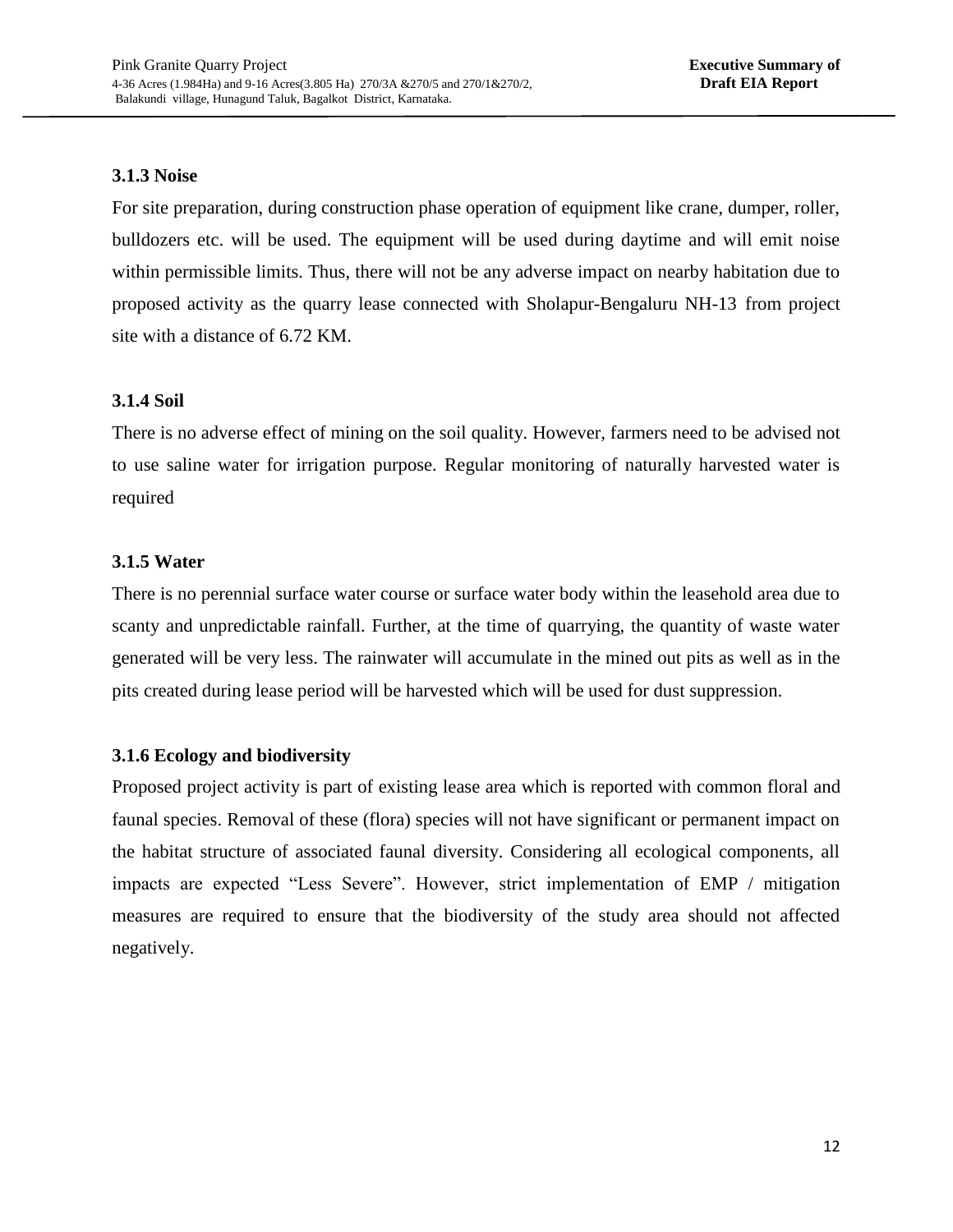### 3.1.3 Noise

For site preparation, during construction phase operation of equipment like crane, dumper, roller, bulldozers etc. will be used. The equipment will be used during daytime and will emit noise within permissible limits. Thus, there will not be any adverse impact on nearby habitation due to proposed activity as the quarry lease connected with Sholapur-Bengaluru NH-13 from project site with a distance of 6.72 KM.

### 3.1.4 Soil

There is no adverse effect of mining on the soil quality. However, farmers need to be advised not to use saline water for irrigation purpose. Regular monitoring of naturally harvested water is required

### 3.1.5 Water

There is no perennial surface water course or surface water body within the leasehold area due to scanty and unpredictable rainfall. Further, at the time of quarrying, the quantity of waste water generated will be very less. The rainwater will accumulate in the mined out pits as well as in the pits created during lease period will be harvested which will be used for dust suppression.

### 3.1.6 Ecology and biodiversity

Proposed project activity is part of existing lease area which is reported with common floral and faunal species. Removal of these (flora) species will not have significant or permanent impact on the habitat structure of associated faunal diversity. Considering all ecological components, all impacts are expected "Less Severe". However, strict implementation of EMP / mitigation measures are required to ensure that the biodiversity of the study area should not affected negatively.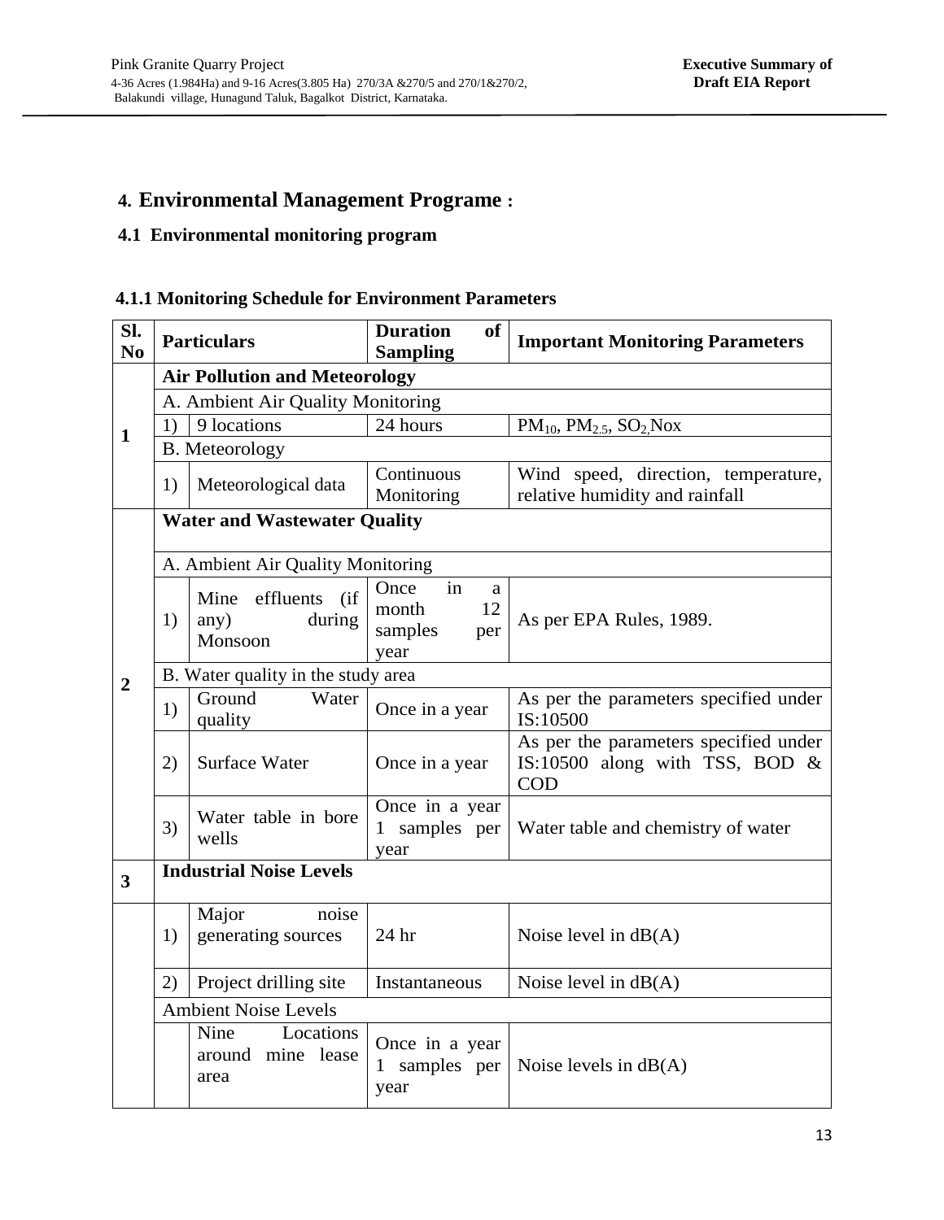## 4. Environmental Management Programe :

### 4.1 Environmental monitoring program

#### 4.1.1 Monitoring Schedule for Environment Parameters

| Sl. No | Particulars | | Duration of Sampling | Important Monitoring Parameters |
|---|---|---|---|---|
| 1 | **Air Pollution and Meteorology** | | | |
| | A. Ambient Air Quality Monitoring | | | |
| | 1) | 9 locations | 24 hours | $PM_{10}$, $PM_{2.5}$, $SO_2$,Nox |
| | B. Meteorology | | | |
| | 1) | Meteorological data | Continuous Monitoring | Wind speed, direction, temperature, relative humidity and rainfall |
| 2 | **Water and Wastewater Quality** | | | |
| | A. Ambient Air Quality Monitoring | | | |
| | 1) | Mine effluents (if any) during Monsoon | Once in a month 12 samples per year | As per EPA Rules, 1989. |
| | B. Water quality in the study area | | | |
| | 1) | Ground Water quality | Once in a year | As per the parameters specified under IS:10500 |
| | 2) | Surface Water | Once in a year | As per the parameters specified under IS:10500 along with TSS, BOD & COD |
| | 3) | Water table in bore wells | Once in a year 1 samples per year | Water table and chemistry of water |
| 3 | **Industrial Noise Levels** | | | |
| | 1) | Major noise generating sources | 24 hr | Noise level in dB(A) |
| | 2) | Project drilling site | Instantaneous | Noise level in dB(A) |
| | Ambient Noise Levels | | | |
| | | Nine Locations around mine lease area | Once in a year 1 samples per year | Noise levels in dB(A) |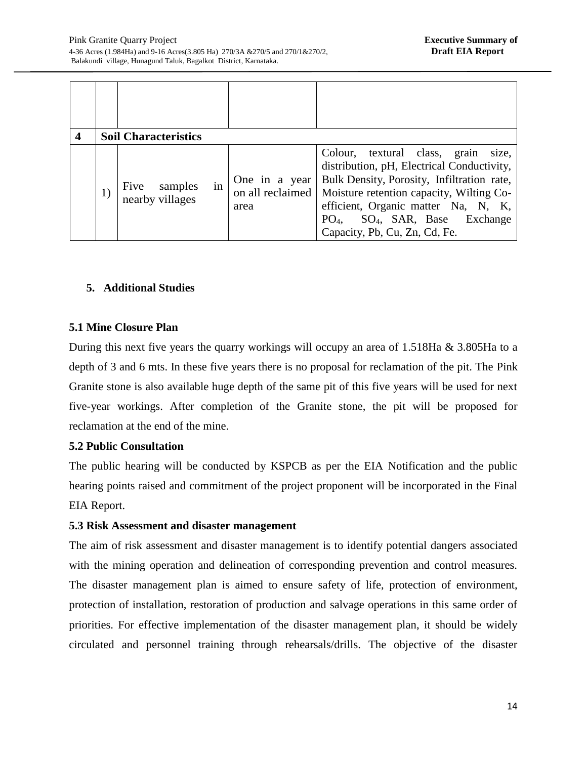|  |  |  |  |  |
|---|---|---|---|---|
|  |  |  |  |  |
| **4** | **Soil Characteristics** |  |  |  |
|  | 1) | Five samples in nearby villages | One in a year on all reclaimed area | Colour, textural class, grain size, distribution, pH, Electrical Conductivity, Bulk Density, Porosity, Infiltration rate, Moisture retention capacity, Wilting Co-efficient, Organic matter Na, N, K, $PO_4$, $SO_4$, SAR, Base Exchange Capacity, Pb, Cu, Zn, Cd, Fe. |

## 5. Additional Studies

### 5.1 Mine Closure Plan

During this next five years the quarry workings will occupy an area of 1.518Ha & 3.805Ha to a depth of 3 and 6 mts. In these five years there is no proposal for reclamation of the pit. The Pink Granite stone is also available huge depth of the same pit of this five years will be used for next five-year workings. After completion of the Granite stone, the pit will be proposed for reclamation at the end of the mine.

### 5.2 Public Consultation

The public hearing will be conducted by KSPCB as per the EIA Notification and the public hearing points raised and commitment of the project proponent will be incorporated in the Final EIA Report.

### 5.3 Risk Assessment and disaster management

The aim of risk assessment and disaster management is to identify potential dangers associated with the mining operation and delineation of corresponding prevention and control measures. The disaster management plan is aimed to ensure safety of life, protection of environment, protection of installation, restoration of production and salvage operations in this same order of priorities. For effective implementation of the disaster management plan, it should be widely circulated and personnel training through rehearsals/drills. The objective of the disaster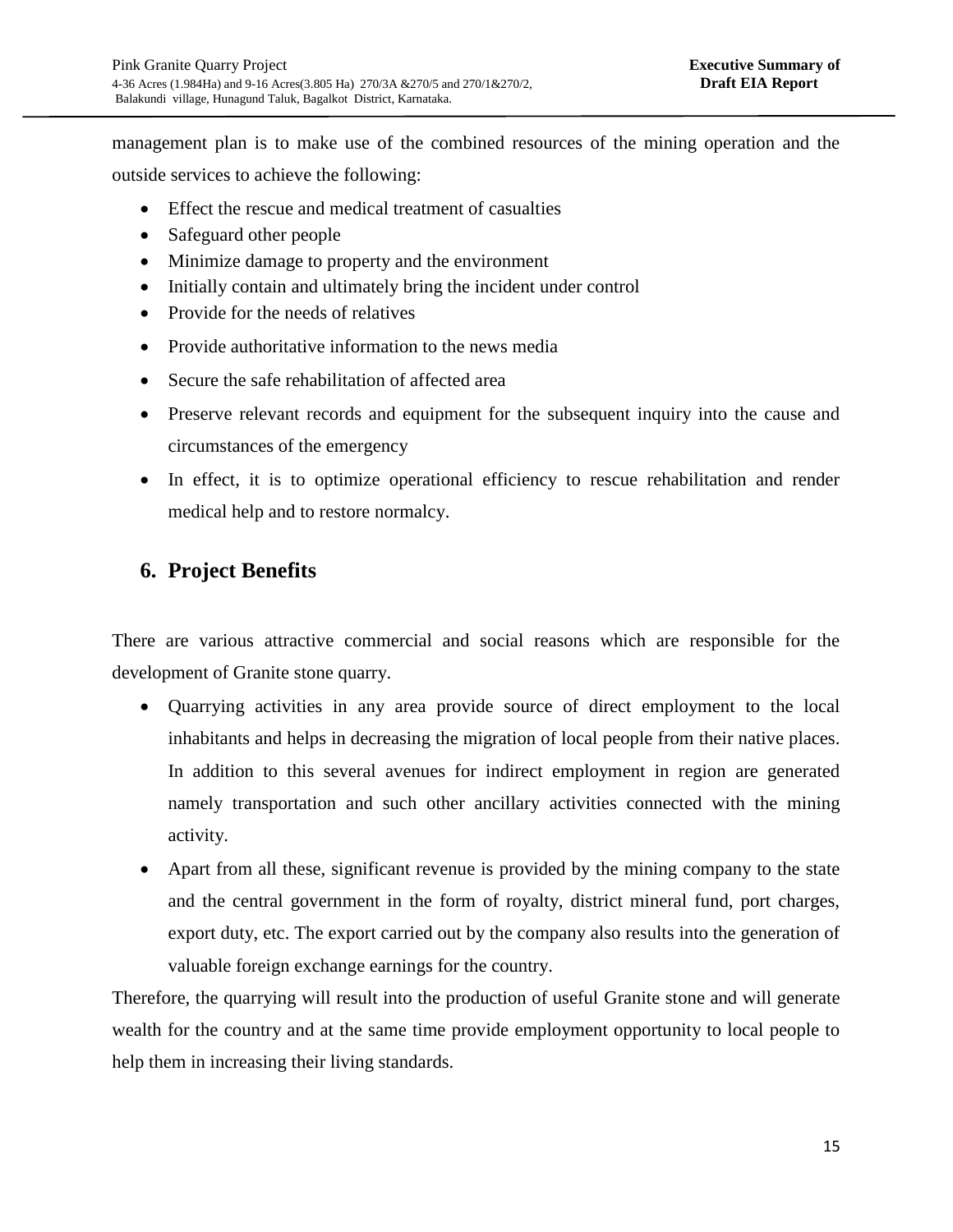management plan is to make use of the combined resources of the mining operation and the outside services to achieve the following:

- Effect the rescue and medical treatment of casualties
- Safeguard other people
- Minimize damage to property and the environment
- Initially contain and ultimately bring the incident under control
- Provide for the needs of relatives
- Provide authoritative information to the news media
- Secure the safe rehabilitation of affected area
- Preserve relevant records and equipment for the subsequent inquiry into the cause and circumstances of the emergency
- In effect, it is to optimize operational efficiency to rescue rehabilitation and render medical help and to restore normalcy.

## 6. Project Benefits

There are various attractive commercial and social reasons which are responsible for the development of Granite stone quarry.

- Quarrying activities in any area provide source of direct employment to the local inhabitants and helps in decreasing the migration of local people from their native places. In addition to this several avenues for indirect employment in region are generated namely transportation and such other ancillary activities connected with the mining activity.
- Apart from all these, significant revenue is provided by the mining company to the state and the central government in the form of royalty, district mineral fund, port charges, export duty, etc. The export carried out by the company also results into the generation of valuable foreign exchange earnings for the country.

Therefore, the quarrying will result into the production of useful Granite stone and will generate wealth for the country and at the same time provide employment opportunity to local people to help them in increasing their living standards.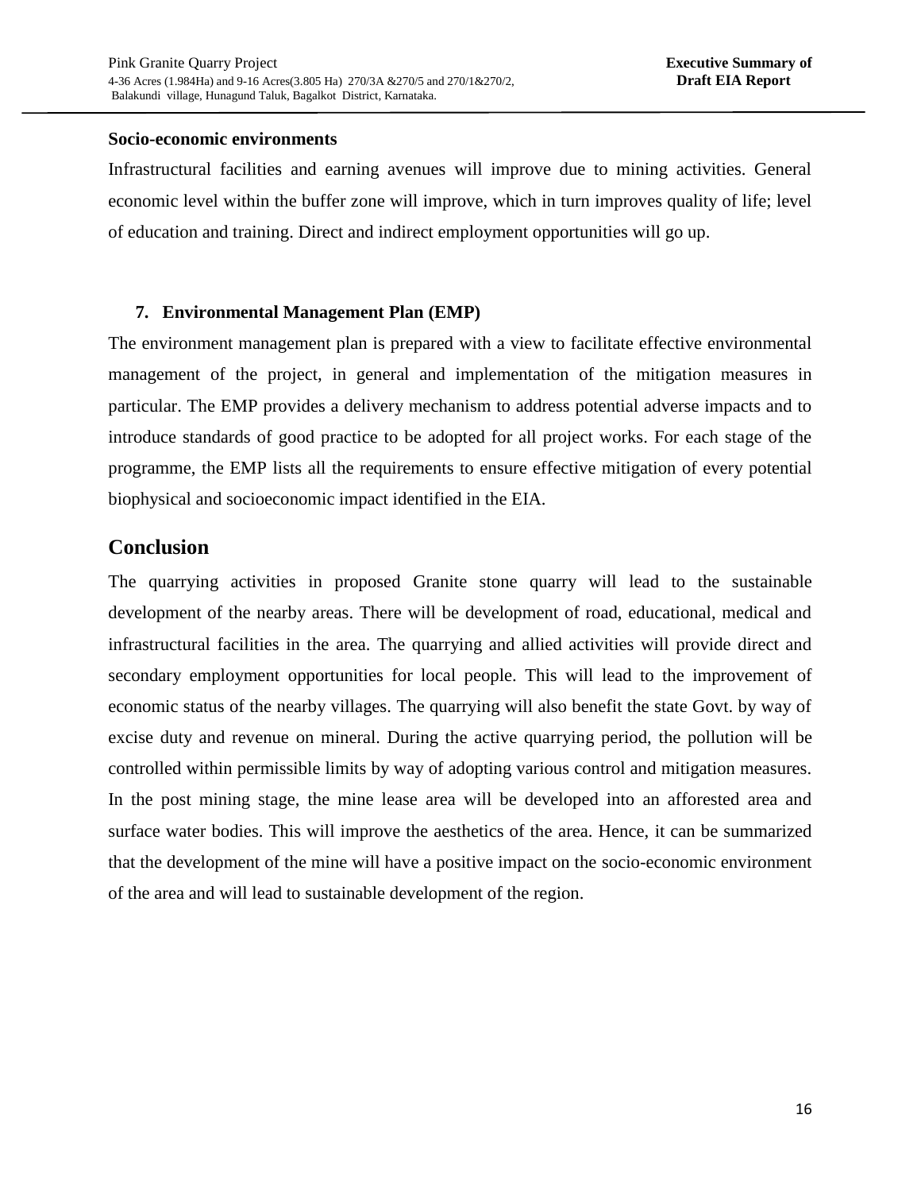**Socio-economic environments**

Infrastructural facilities and earning avenues will improve due to mining activities. General economic level within the buffer zone will improve, which in turn improves quality of life; level of education and training. Direct and indirect employment opportunities will go up.

7. **Environmental Management Plan (EMP)**

The environment management plan is prepared with a view to facilitate effective environmental management of the project, in general and implementation of the mitigation measures in particular. The EMP provides a delivery mechanism to address potential adverse impacts and to introduce standards of good practice to be adopted for all project works. For each stage of the programme, the EMP lists all the requirements to ensure effective mitigation of every potential biophysical and socioeconomic impact identified in the EIA.

## Conclusion

The quarrying activities in proposed Granite stone quarry will lead to the sustainable development of the nearby areas. There will be development of road, educational, medical and infrastructural facilities in the area. The quarrying and allied activities will provide direct and secondary employment opportunities for local people. This will lead to the improvement of economic status of the nearby villages. The quarrying will also benefit the state Govt. by way of excise duty and revenue on mineral. During the active quarrying period, the pollution will be controlled within permissible limits by way of adopting various control and mitigation measures. In the post mining stage, the mine lease area will be developed into an afforested area and surface water bodies. This will improve the aesthetics of the area. Hence, it can be summarized that the development of the mine will have a positive impact on the socio-economic environment of the area and will lead to sustainable development of the region.